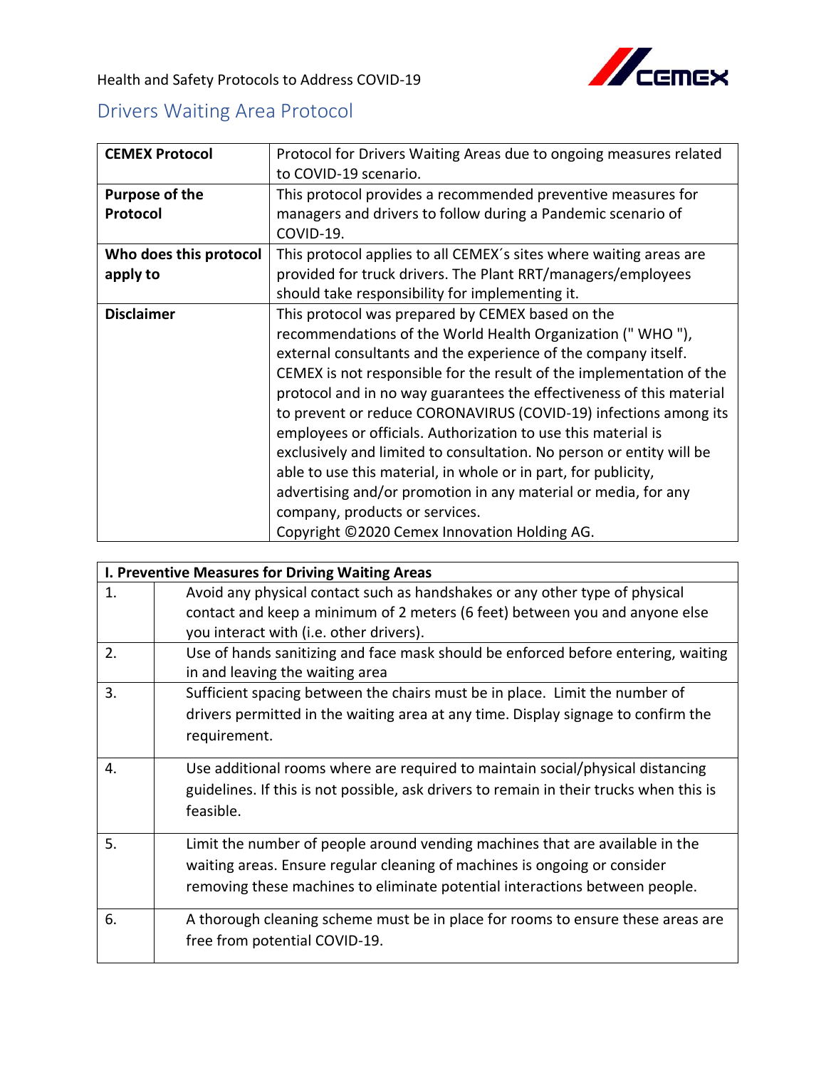Health and Safety Protocols to Address COVID-19

# Drivers Waiting Area Protocol

| | |
|---|---|
| **CEMEX Protocol** | Protocol for Drivers Waiting Areas due to ongoing measures related to COVID-19 scenario. |
| **Purpose of the Protocol** | This protocol provides a recommended preventive measures for managers and drivers to follow during a Pandemic scenario of COVID-19. |
| **Who does this protocol apply to** | This protocol applies to all CEMEX´s sites where waiting areas are provided for truck drivers. The Plant RRT/managers/employees should take responsibility for implementing it. |
| **Disclaimer** | This protocol was prepared by CEMEX based on the recommendations of the World Health Organization (" WHO "), external consultants and the experience of the company itself. CEMEX is not responsible for the result of the implementation of the protocol and in no way guarantees the effectiveness of this material to prevent or reduce CORONAVIRUS (COVID-19) infections among its employees or officials. Authorization to use this material is exclusively and limited to consultation. No person or entity will be able to use this material, in whole or in part, for publicity, advertising and/or promotion in any material or media, for any company, products or services.<br>Copyright ©2020 Cemex Innovation Holding AG. |

| **I. Preventive Measures for Driving Waiting Areas** | |
|---|---|
| 1. | Avoid any physical contact such as handshakes or any other type of physical contact and keep a minimum of 2 meters (6 feet) between you and anyone else you interact with (i.e. other drivers). |
| 2. | Use of hands sanitizing and face mask should be enforced before entering, waiting in and leaving the waiting area |
| 3. | Sufficient spacing between the chairs must be in place. Limit the number of drivers permitted in the waiting area at any time. Display signage to confirm the requirement. |
| 4. | Use additional rooms where are required to maintain social/physical distancing guidelines. If this is not possible, ask drivers to remain in their trucks when this is feasible. |
| 5. | Limit the number of people around vending machines that are available in the waiting areas. Ensure regular cleaning of machines is ongoing or consider removing these machines to eliminate potential interactions between people. |
| 6. | A thorough cleaning scheme must be in place for rooms to ensure these areas are free from potential COVID-19. |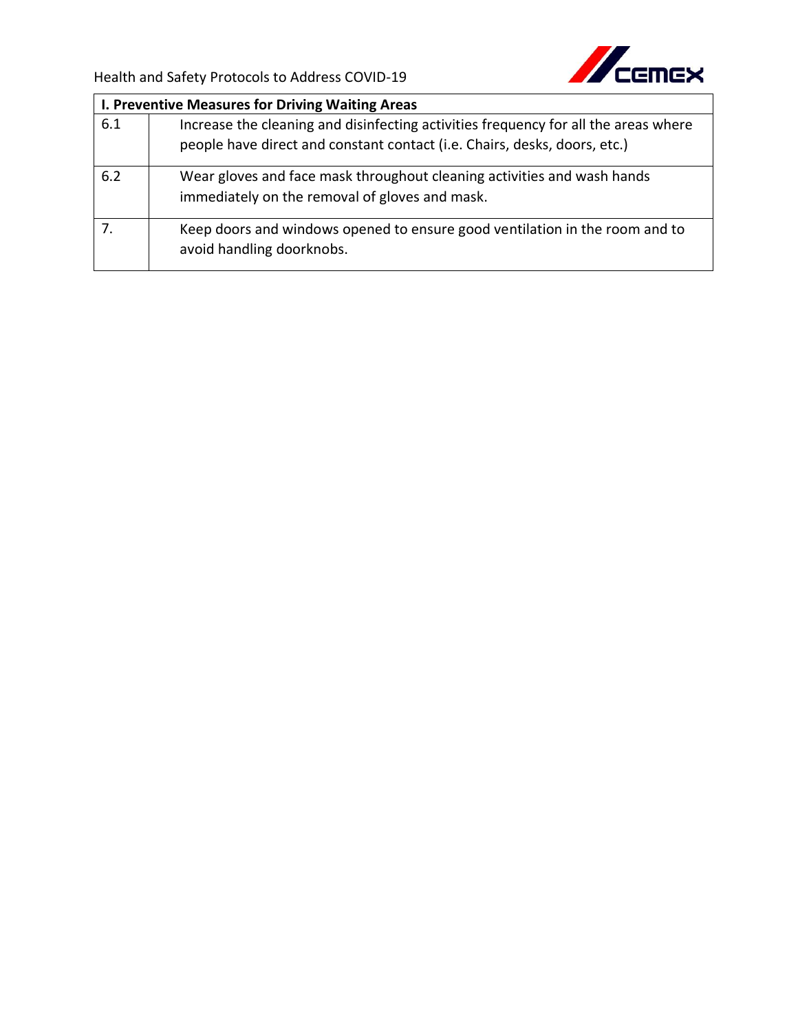| I. Preventive Measures for Driving Waiting Areas | |
|---|---|
| 6.1 | Increase the cleaning and disinfecting activities frequency for all the areas where people have direct and constant contact (i.e. Chairs, desks, doors, etc.) |
| 6.2 | Wear gloves and face mask throughout cleaning activities and wash hands immediately on the removal of gloves and mask. |
| 7. | Keep doors and windows opened to ensure good ventilation in the room and to avoid handling doorknobs. |